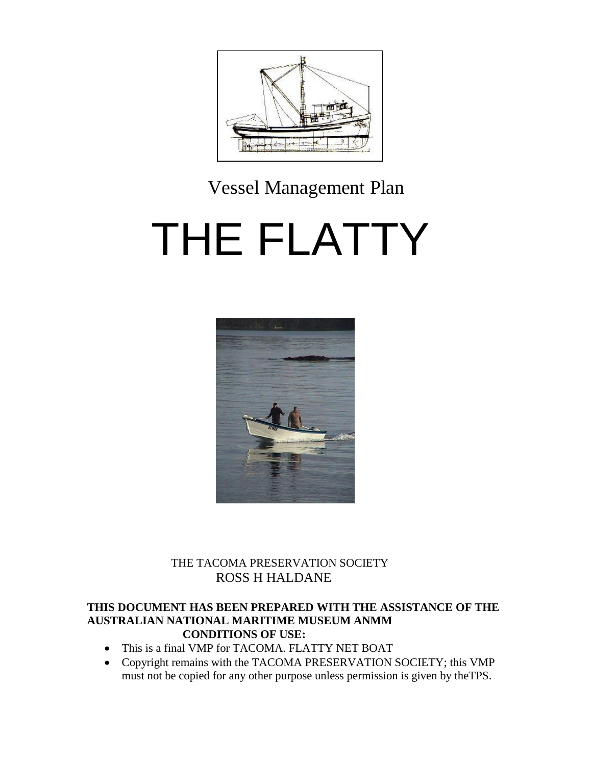Vessel Management Plan

# THE FLATTY

THE TACOMA PRESERVATION SOCIETY
ROSS H HALDANE

**THIS DOCUMENT HAS BEEN PREPARED WITH THE ASSISTANCE OF THE AUSTRALIAN NATIONAL MARITIME MUSEUM ANMM**

**CONDITIONS OF USE:**

- This is a final VMP for TACOMA. FLATTY NET BOAT
- Copyright remains with the TACOMA PRESERVATION SOCIETY; this VMP must not be copied for any other purpose unless permission is given by theTPS.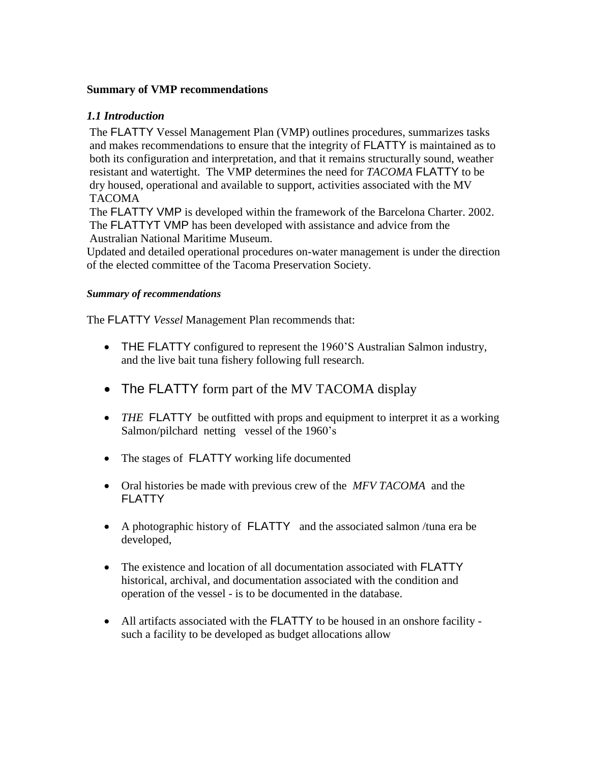**Summary of VMP recommendations**

### *1.1 Introduction*

The FLATTY Vessel Management Plan (VMP) outlines procedures, summarizes tasks and makes recommendations to ensure that the integrity of FLATTY is maintained as to both its configuration and interpretation, and that it remains structurally sound, weather resistant and watertight. The VMP determines the need for *TACOMA* FLATTY to be dry housed, operational and available to support, activities associated with the MV TACOMA

The FLATTY VMP is developed within the framework of the Barcelona Charter. 2002. The FLATTYT VMP has been developed with assistance and advice from the Australian National Maritime Museum.

Updated and detailed operational procedures on-water management is under the direction of the elected committee of the Tacoma Preservation Society.

***Summary of recommendations***

The FLATTY *Vessel* Management Plan recommends that:

- THE FLATTY configured to represent the 1960'S Australian Salmon industry, and the live bait tuna fishery following full research.
- The FLATTY form part of the MV TACOMA display
- *THE* FLATTY be outfitted with props and equipment to interpret it as a working Salmon/pilchard netting vessel of the 1960's
- The stages of FLATTY working life documented
- Oral histories be made with previous crew of the *MFV TACOMA* and the FLATTY
- A photographic history of FLATTY and the associated salmon /tuna era be developed,
- The existence and location of all documentation associated with FLATTY historical, archival, and documentation associated with the condition and operation of the vessel - is to be documented in the database.
- All artifacts associated with the FLATTY to be housed in an onshore facility - such a facility to be developed as budget allocations allow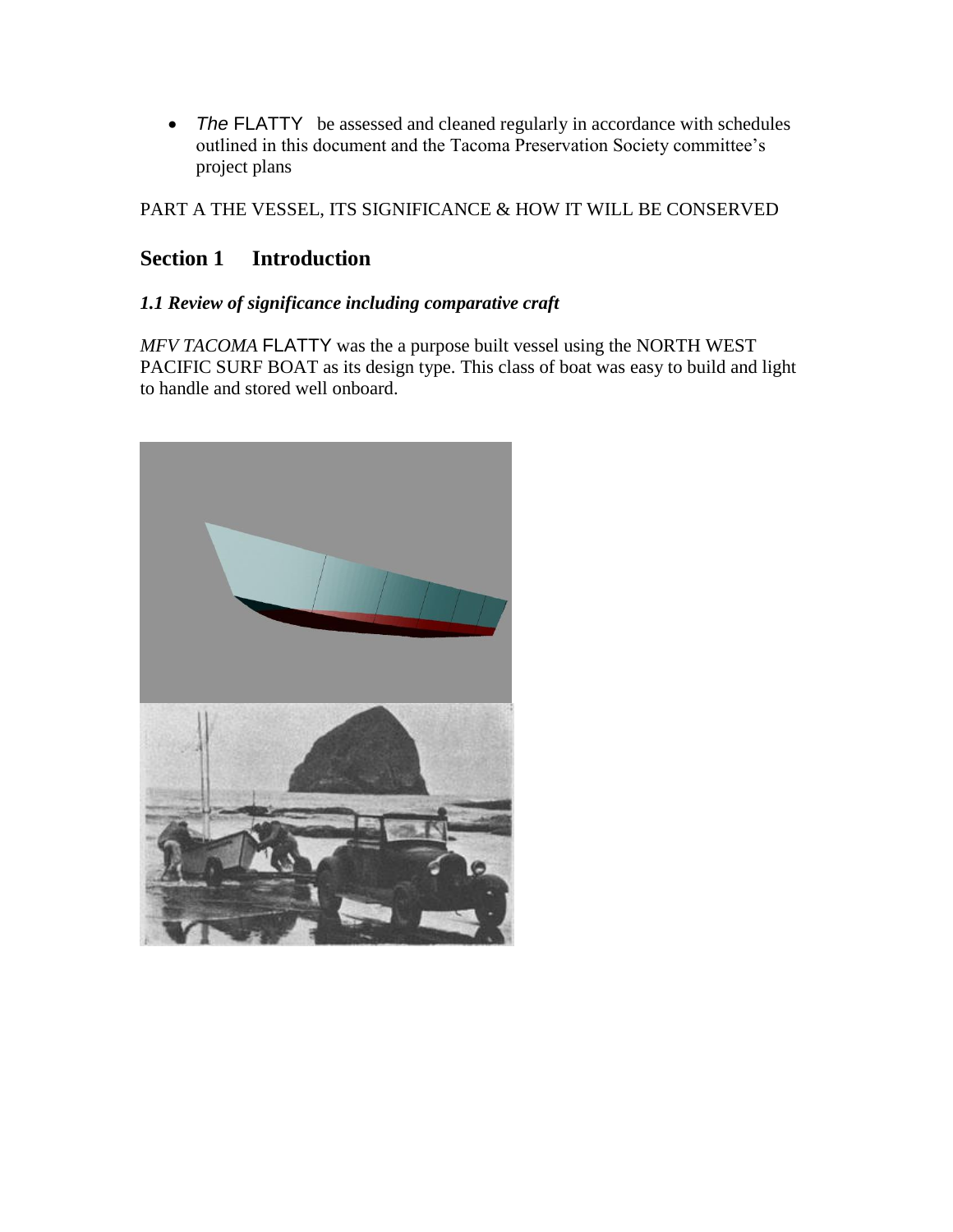- *The* FLATTY be assessed and cleaned regularly in accordance with schedules outlined in this document and the Tacoma Preservation Society committee's project plans

PART A THE VESSEL, ITS SIGNIFICANCE & HOW IT WILL BE CONSERVED

## Section 1 Introduction

### *1.1 Review of significance including comparative craft*

*MFV TACOMA* FLATTY was the a purpose built vessel using the NORTH WEST PACIFIC SURF BOAT as its design type. This class of boat was easy to build and light to handle and stored well onboard.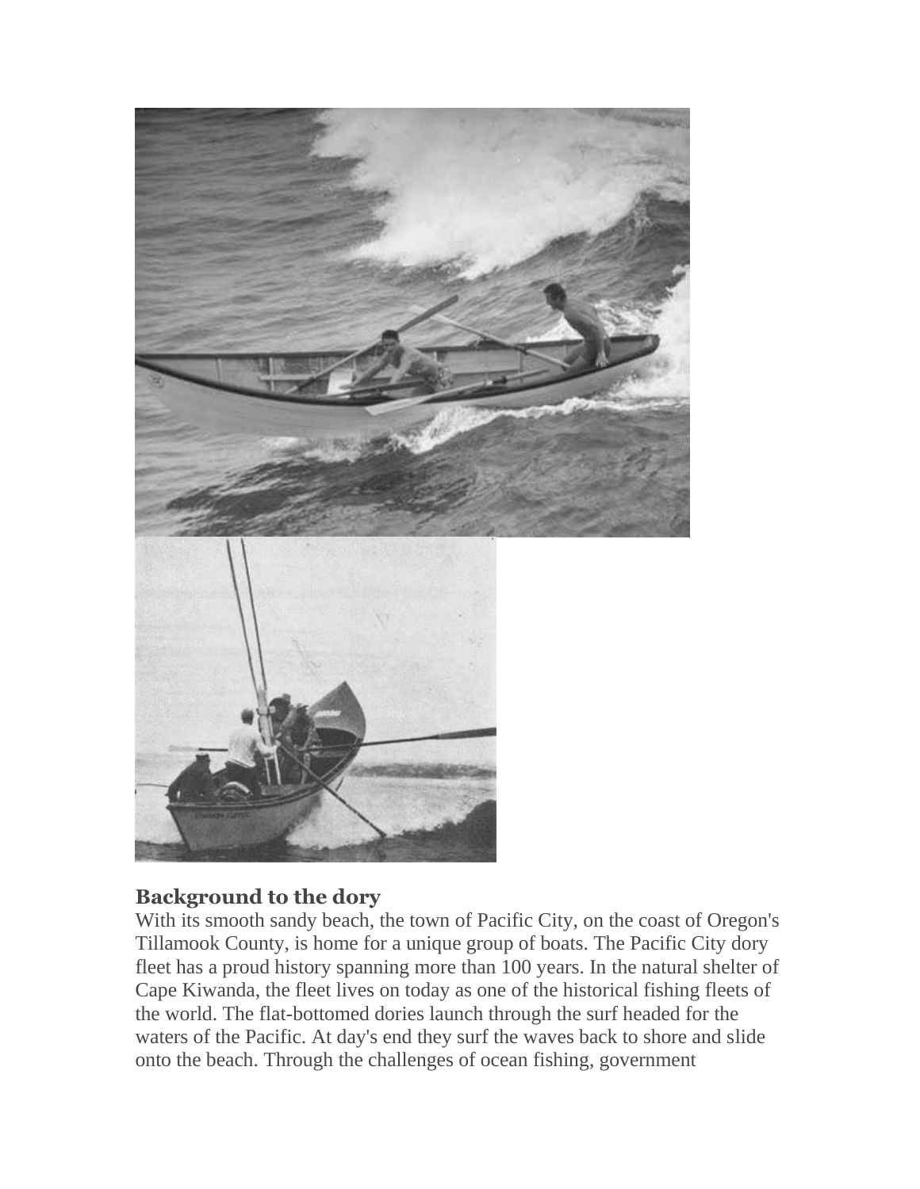## Background to the dory

With its smooth sandy beach, the town of Pacific City, on the coast of Oregon's Tillamook County, is home for a unique group of boats. The Pacific City dory fleet has a proud history spanning more than 100 years. In the natural shelter of Cape Kiwanda, the fleet lives on today as one of the historical fishing fleets of the world. The flat-bottomed dories launch through the surf headed for the waters of the Pacific. At day's end they surf the waves back to shore and slide onto the beach. Through the challenges of ocean fishing, government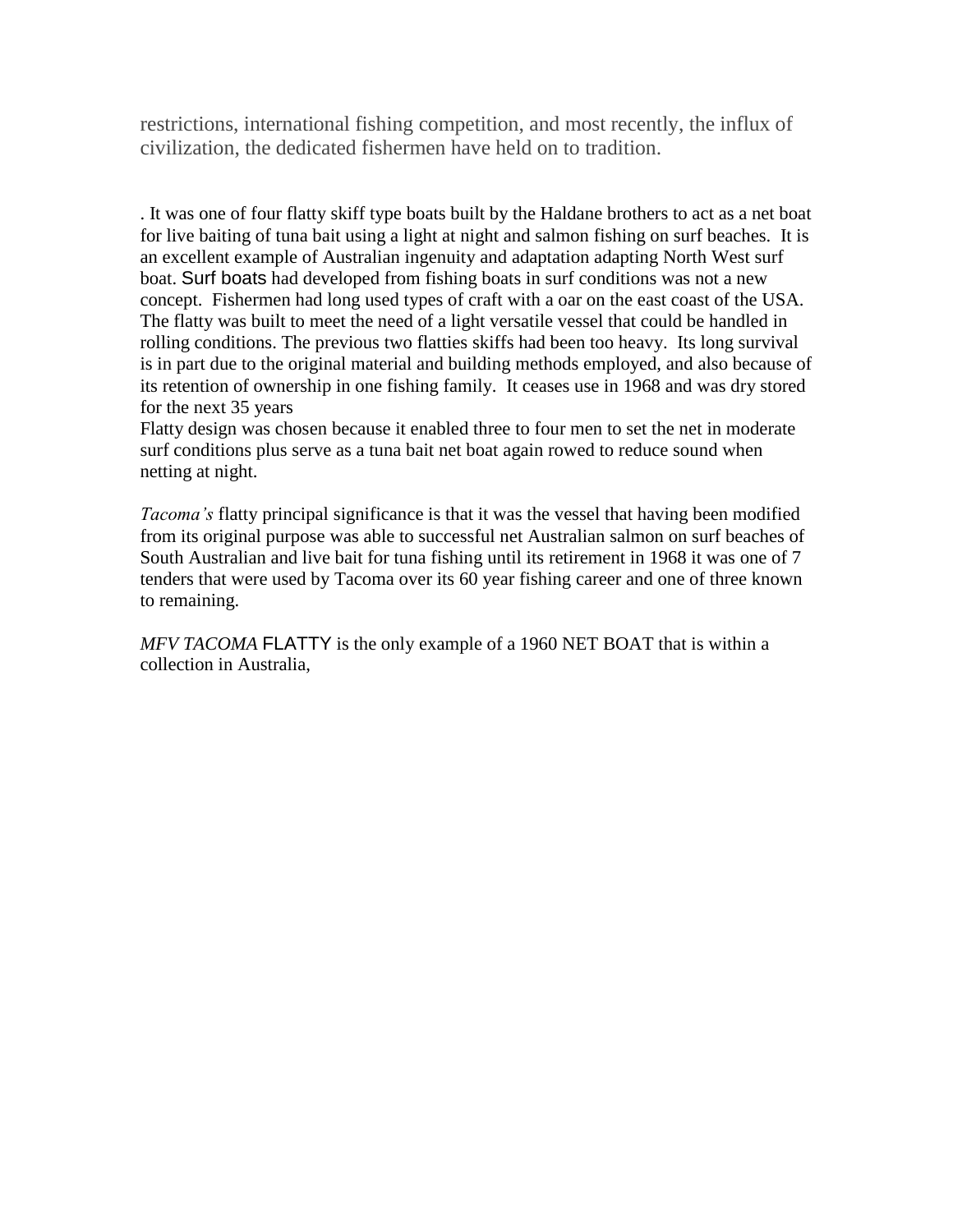restrictions, international fishing competition, and most recently, the influx of civilization, the dedicated fishermen have held on to tradition.

. It was one of four flatty skiff type boats built by the Haldane brothers to act as a net boat for live baiting of tuna bait using a light at night and salmon fishing on surf beaches. It is an excellent example of Australian ingenuity and adaptation adapting North West surf boat. Surf boats had developed from fishing boats in surf conditions was not a new concept. Fishermen had long used types of craft with a oar on the east coast of the USA. The flatty was built to meet the need of a light versatile vessel that could be handled in rolling conditions. The previous two flatties skiffs had been too heavy. Its long survival is in part due to the original material and building methods employed, and also because of its retention of ownership in one fishing family. It ceases use in 1968 and was dry stored for the next 35 years
Flatty design was chosen because it enabled three to four men to set the net in moderate surf conditions plus serve as a tuna bait net boat again rowed to reduce sound when netting at night.

*Tacoma's* flatty principal significance is that it was the vessel that having been modified from its original purpose was able to successful net Australian salmon on surf beaches of South Australian and live bait for tuna fishing until its retirement in 1968 it was one of 7 tenders that were used by Tacoma over its 60 year fishing career and one of three known to remaining.

*MFV TACOMA* FLATTY is the only example of a 1960 NET BOAT that is within a collection in Australia,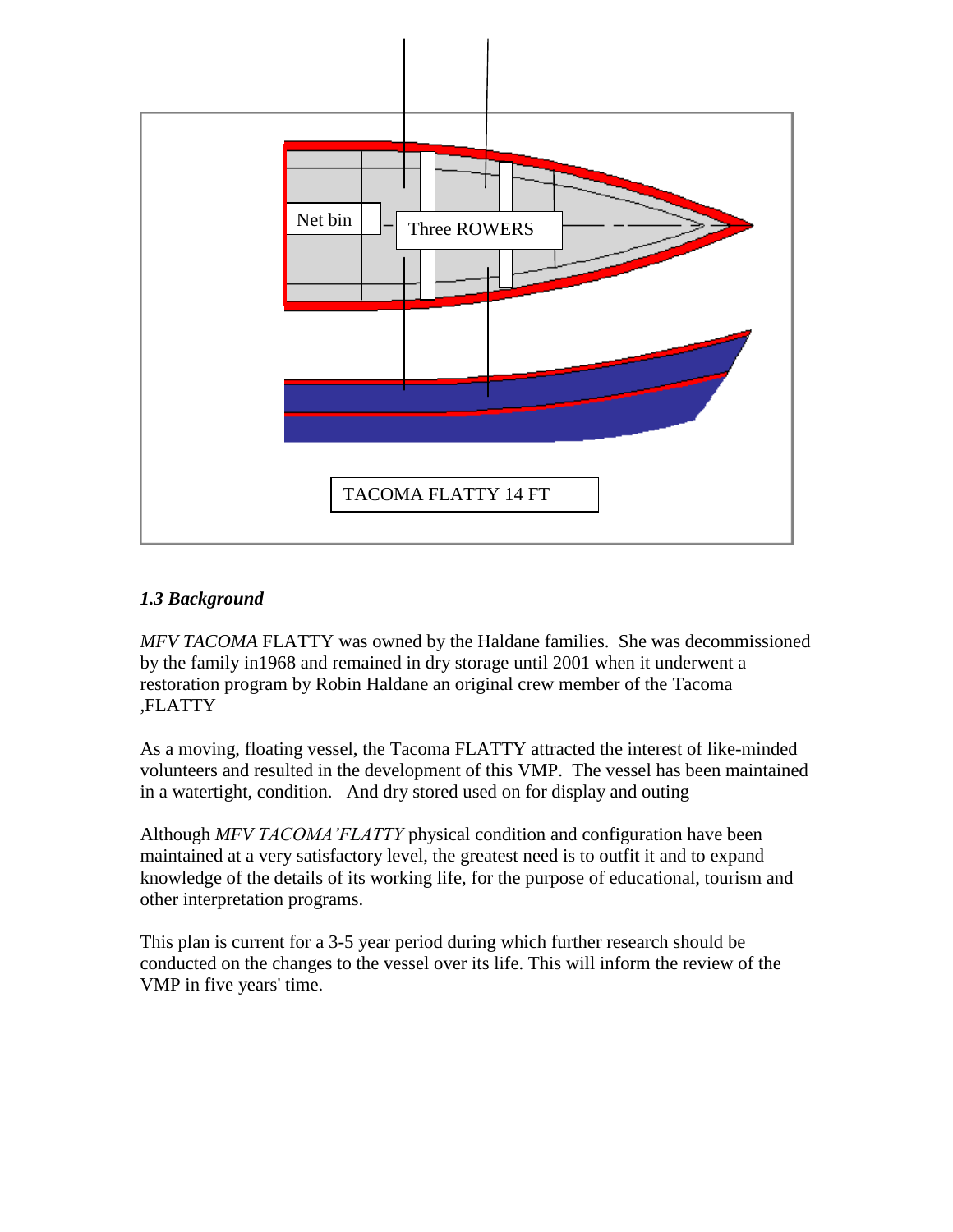Net bin

Three ROWERS

TACOMA FLATTY 14 FT

### *1.3 Background*

*MFV TACOMA* FLATTY was owned by the Haldane families. She was decommissioned by the family in1968 and remained in dry storage until 2001 when it underwent a restoration program by Robin Haldane an original crew member of the Tacoma ,FLATTY

As a moving, floating vessel, the Tacoma FLATTY attracted the interest of like-minded volunteers and resulted in the development of this VMP. The vessel has been maintained in a watertight, condition. And dry stored used on for display and outing

Although *MFV TACOMA'FLATTY* physical condition and configuration have been maintained at a very satisfactory level, the greatest need is to outfit it and to expand knowledge of the details of its working life, for the purpose of educational, tourism and other interpretation programs.

This plan is current for a 3-5 year period during which further research should be conducted on the changes to the vessel over its life. This will inform the review of the VMP in five years' time.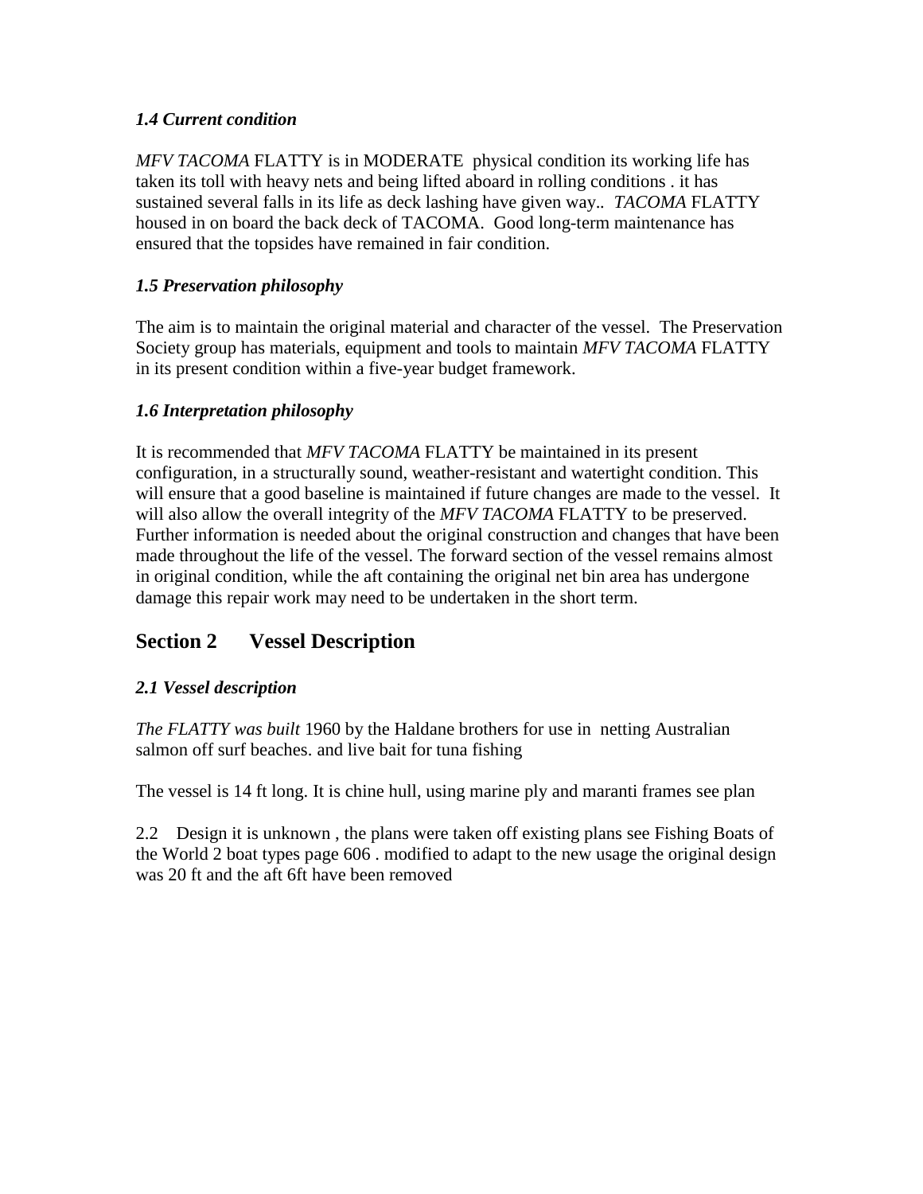### *1.4 Current condition*

*MFV TACOMA* FLATTY is in MODERATE physical condition its working life has taken its toll with heavy nets and being lifted aboard in rolling conditions . it has sustained several falls in its life as deck lashing have given way.. *TACOMA* FLATTY housed in on board the back deck of TACOMA. Good long-term maintenance has ensured that the topsides have remained in fair condition.

### *1.5 Preservation philosophy*

The aim is to maintain the original material and character of the vessel. The Preservation Society group has materials, equipment and tools to maintain *MFV TACOMA* FLATTY in its present condition within a five-year budget framework.

### *1.6 Interpretation philosophy*

It is recommended that *MFV TACOMA* FLATTY be maintained in its present configuration, in a structurally sound, weather-resistant and watertight condition. This will ensure that a good baseline is maintained if future changes are made to the vessel. It will also allow the overall integrity of the *MFV TACOMA* FLATTY to be preserved. Further information is needed about the original construction and changes that have been made throughout the life of the vessel. The forward section of the vessel remains almost in original condition, while the aft containing the original net bin area has undergone damage this repair work may need to be undertaken in the short term.

## Section 2 Vessel Description

### *2.1 Vessel description*

*The FLATTY was built* 1960 by the Haldane brothers for use in netting Australian salmon off surf beaches. and live bait for tuna fishing

The vessel is 14 ft long. It is chine hull, using marine ply and maranti frames see plan

2.2 Design it is unknown , the plans were taken off existing plans see Fishing Boats of the World 2 boat types page 606 . modified to adapt to the new usage the original design was 20 ft and the aft 6ft have been removed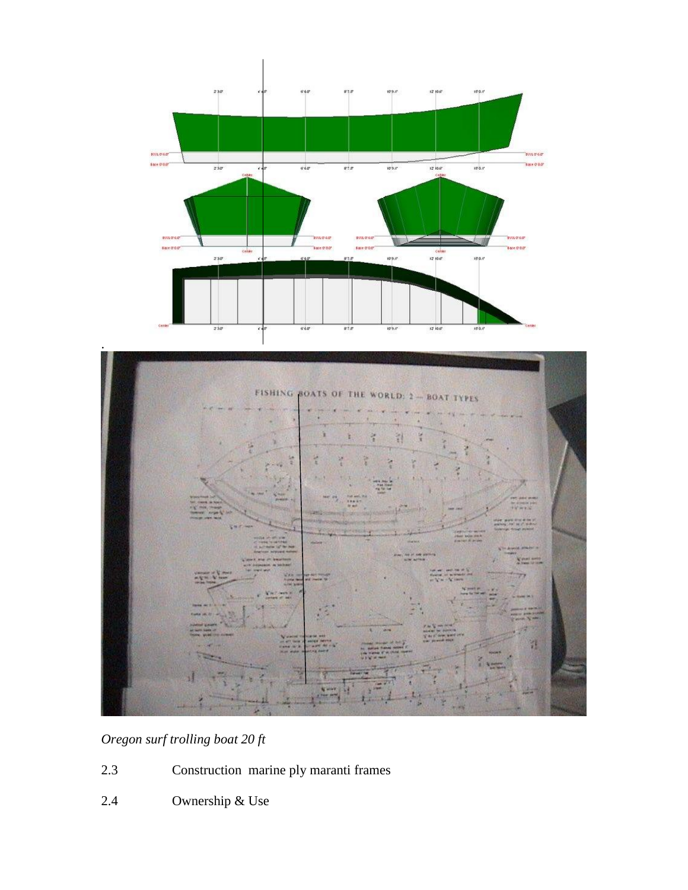*Oregon surf trolling boat 20 ft*

2.3 Construction marine ply maranti frames

2.4 Ownership & Use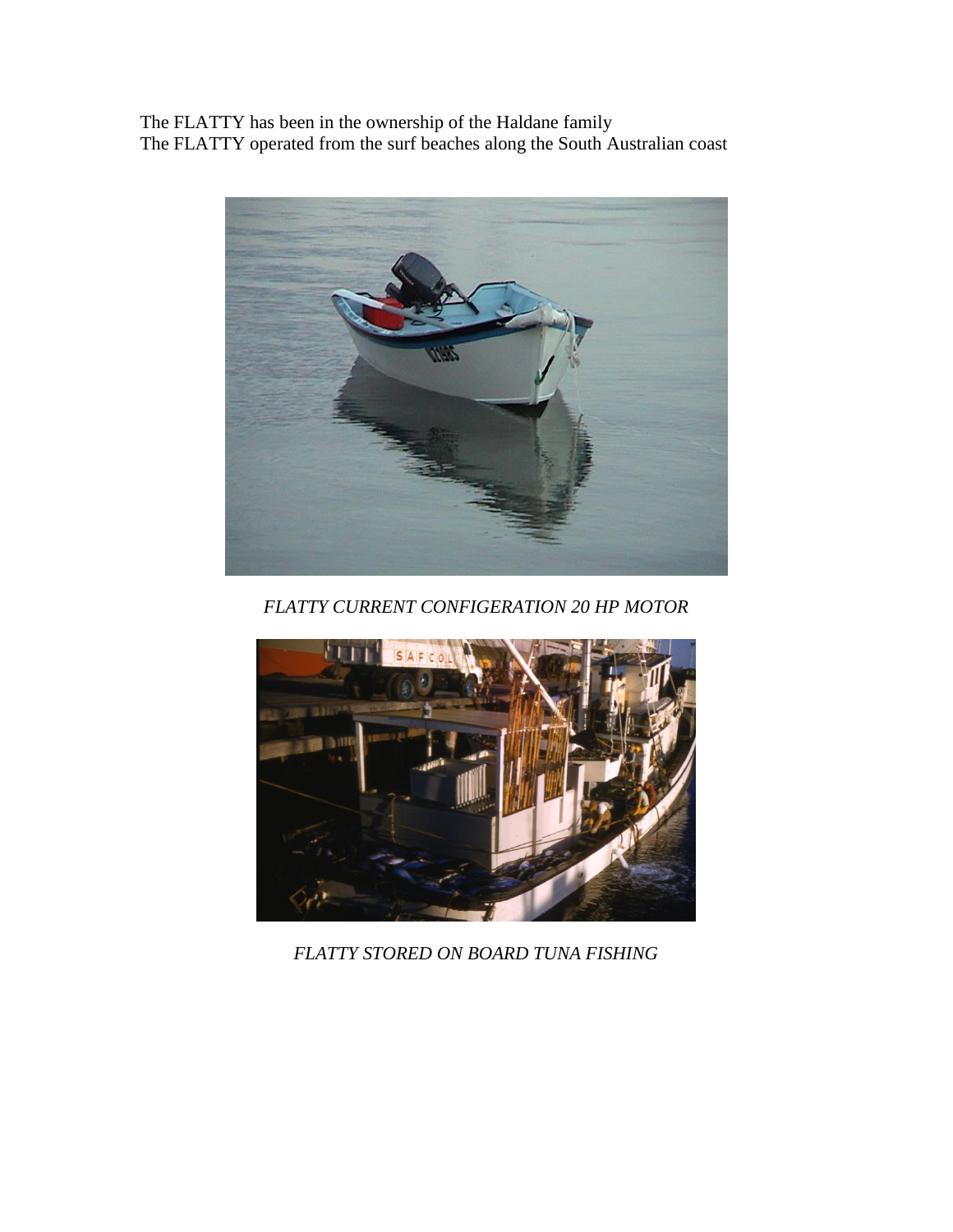The FLATTY has been in the ownership of the Haldane family
The FLATTY operated from the surf beaches along the South Australian coast

*FLATTY CURRENT CONFIGERATION 20 HP MOTOR*

*FLATTY STORED ON BOARD TUNA FISHING*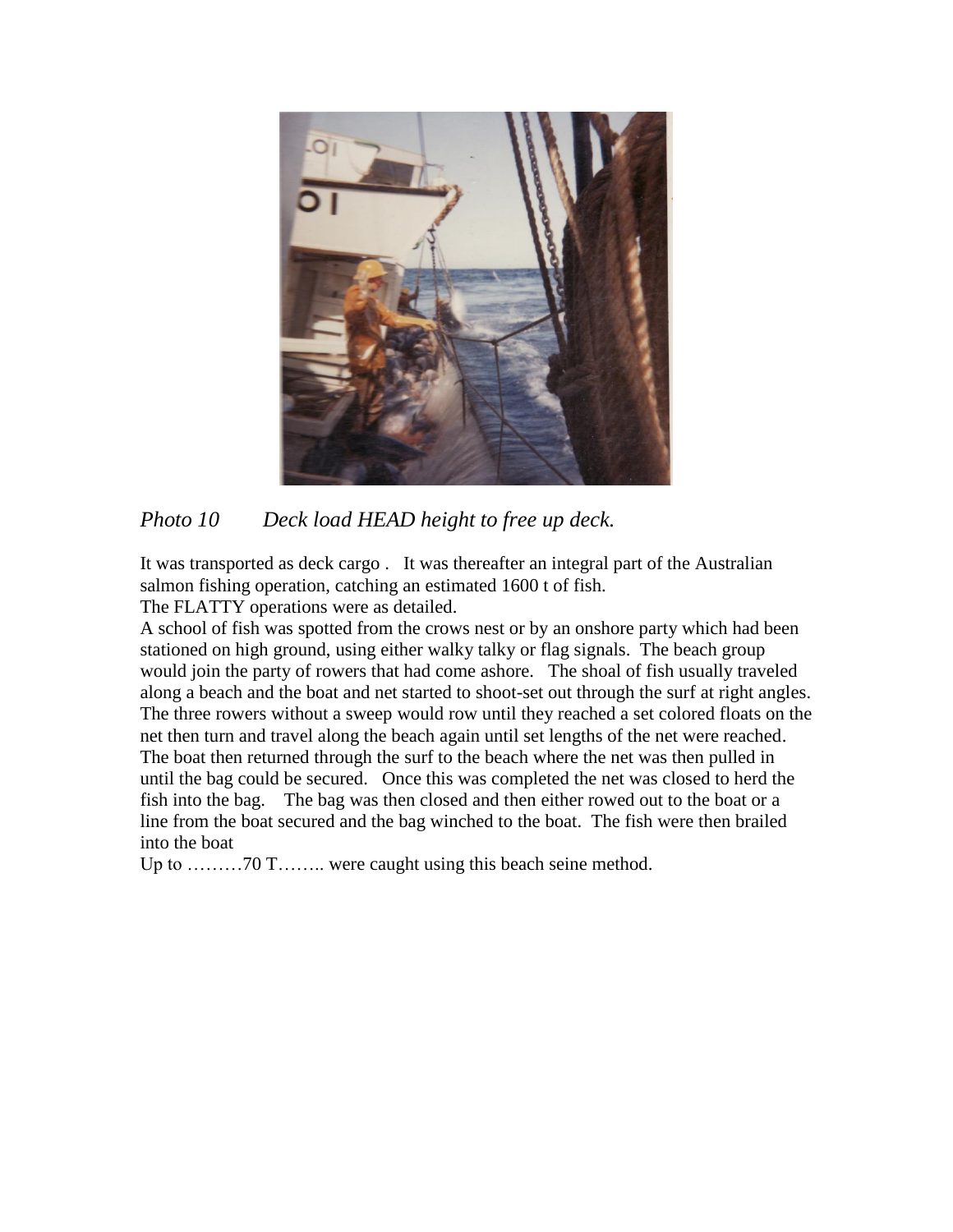*Photo 10        Deck load HEAD height to free up deck.*

It was transported as deck cargo .   It was thereafter an integral part of the Australian salmon fishing operation, catching an estimated 1600 t of fish.
The FLATTY operations were as detailed.
A school of fish was spotted from the crows nest or by an onshore party which had been stationed on high ground, using either walky talky or flag signals.  The beach group would join the party of rowers that had come ashore.   The shoal of fish usually traveled along a beach and the boat and net started to shoot-set out through the surf at right angles.   The three rowers without a sweep would row until they reached a set colored floats on the net then turn and travel along the beach again until set lengths of the net were reached.   The boat then returned through the surf to the beach where the net was then pulled in until the bag could be secured.   Once this was completed the net was closed to herd the fish into the bag.    The bag was then closed and then either rowed out to the boat or a line from the boat secured and the bag winched to the boat.  The fish were then brailed into the boat
Up to ………70 T…….. were caught using this beach seine method.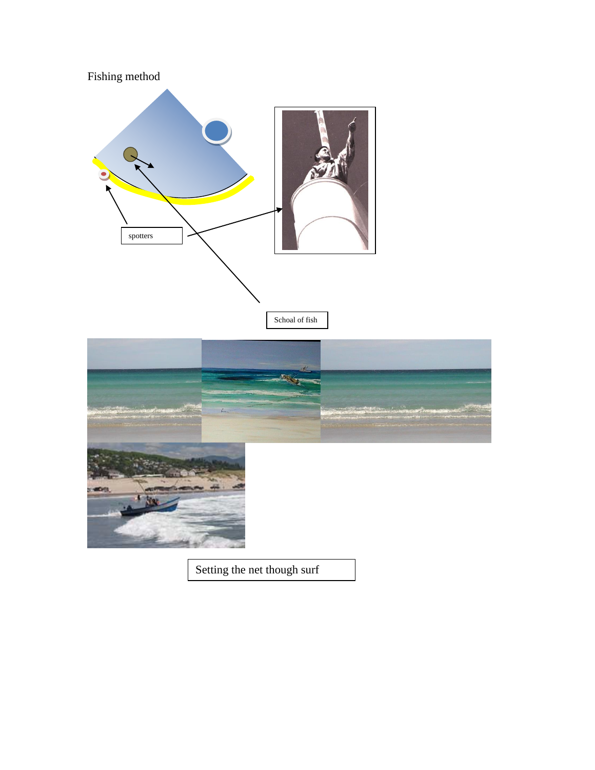Fishing method

spotters

Schoal of fish

Setting the net though surf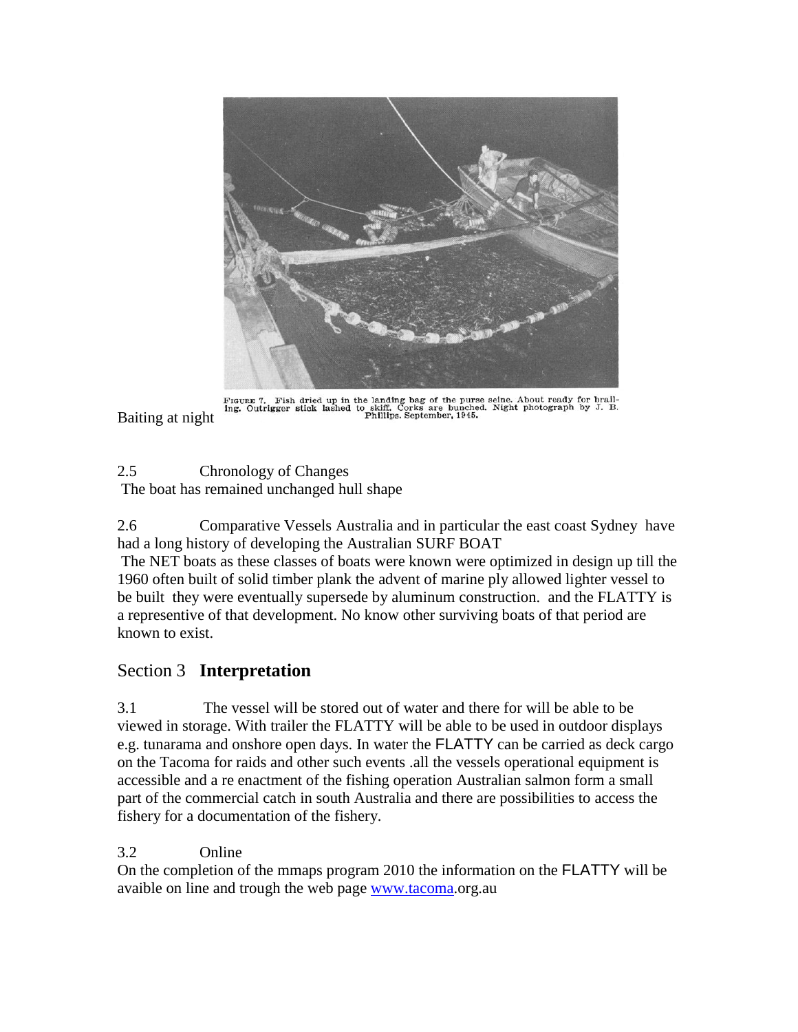FIGURE 7. Fish dried up in the landing bag of the purse seine. About ready for brailing. Outrigger stick lashed to skiff. Corks are bunched. Night photograph by J. B. Phillips. September, 1945.

Baiting at night

2.5 Chronology of Changes

The boat has remained unchanged hull shape

2.6 Comparative Vessels Australia and in particular the east coast Sydney have had a long history of developing the Australian SURF BOAT

The NET boats as these classes of boats were known were optimized in design up till the 1960 often built of solid timber plank the advent of marine ply allowed lighter vessel to be built they were eventually supersede by aluminum construction. and the FLATTY is a representive of that development. No know other surviving boats of that period are known to exist.

## Section 3 **Interpretation**

3.1 The vessel will be stored out of water and there for will be able to be viewed in storage. With trailer the FLATTY will be able to be used in outdoor displays e.g. tunarama and onshore open days. In water the FLATTY can be carried as deck cargo on the Tacoma for raids and other such events .all the vessels operational equipment is accessible and a re enactment of the fishing operation Australian salmon form a small part of the commercial catch in south Australia and there are possibilities to access the fishery for a documentation of the fishery.

3.2 Online

On the completion of the mmaps program 2010 the information on the FLATTY will be avaible on line and trough the web page www.tacoma.org.au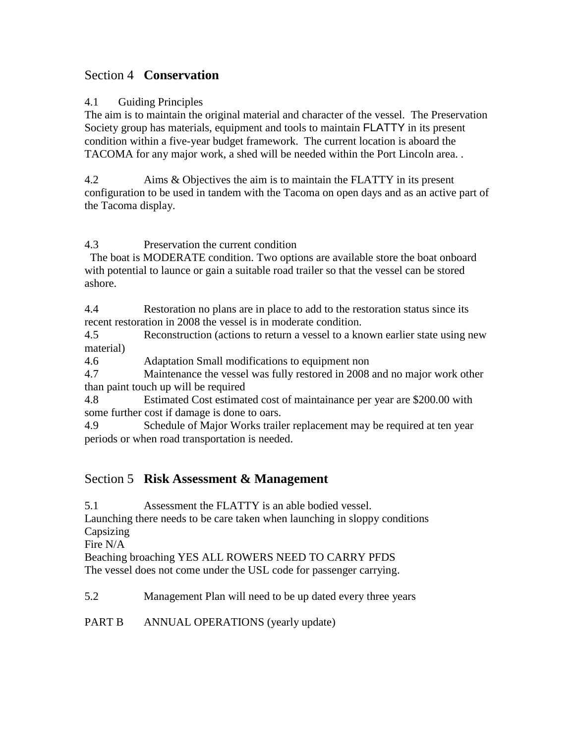## Section 4 **Conservation**

4.1 Guiding Principles

The aim is to maintain the original material and character of the vessel. The Preservation Society group has materials, equipment and tools to maintain FLATTY in its present condition within a five-year budget framework. The current location is aboard the TACOMA for any major work, a shed will be needed within the Port Lincoln area. .

4.2 Aims & Objectives the aim is to maintain the FLATTY in its present configuration to be used in tandem with the Tacoma on open days and as an active part of the Tacoma display.

4.3 Preservation the current condition

The boat is MODERATE condition. Two options are available store the boat onboard with potential to launce or gain a suitable road trailer so that the vessel can be stored ashore.

4.4 Restoration no plans are in place to add to the restoration status since its recent restoration in 2008 the vessel is in moderate condition.

4.5 Reconstruction (actions to return a vessel to a known earlier state using new material)

4.6 Adaptation Small modifications to equipment non

4.7 Maintenance the vessel was fully restored in 2008 and no major work other than paint touch up will be required

4.8 Estimated Cost estimated cost of maintainance per year are $200.00 with some further cost if damage is done to oars.

4.9 Schedule of Major Works trailer replacement may be required at ten year periods or when road transportation is needed.

## Section 5 **Risk Assessment & Management**

5.1 Assessment the FLATTY is an able bodied vessel.

Launching there needs to be care taken when launching in sloppy conditions

Capsizing

Fire N/A

Beaching broaching YES ALL ROWERS NEED TO CARRY PFDS

The vessel does not come under the USL code for passenger carrying.

5.2 Management Plan will need to be up dated every three years

PART B ANNUAL OPERATIONS (yearly update)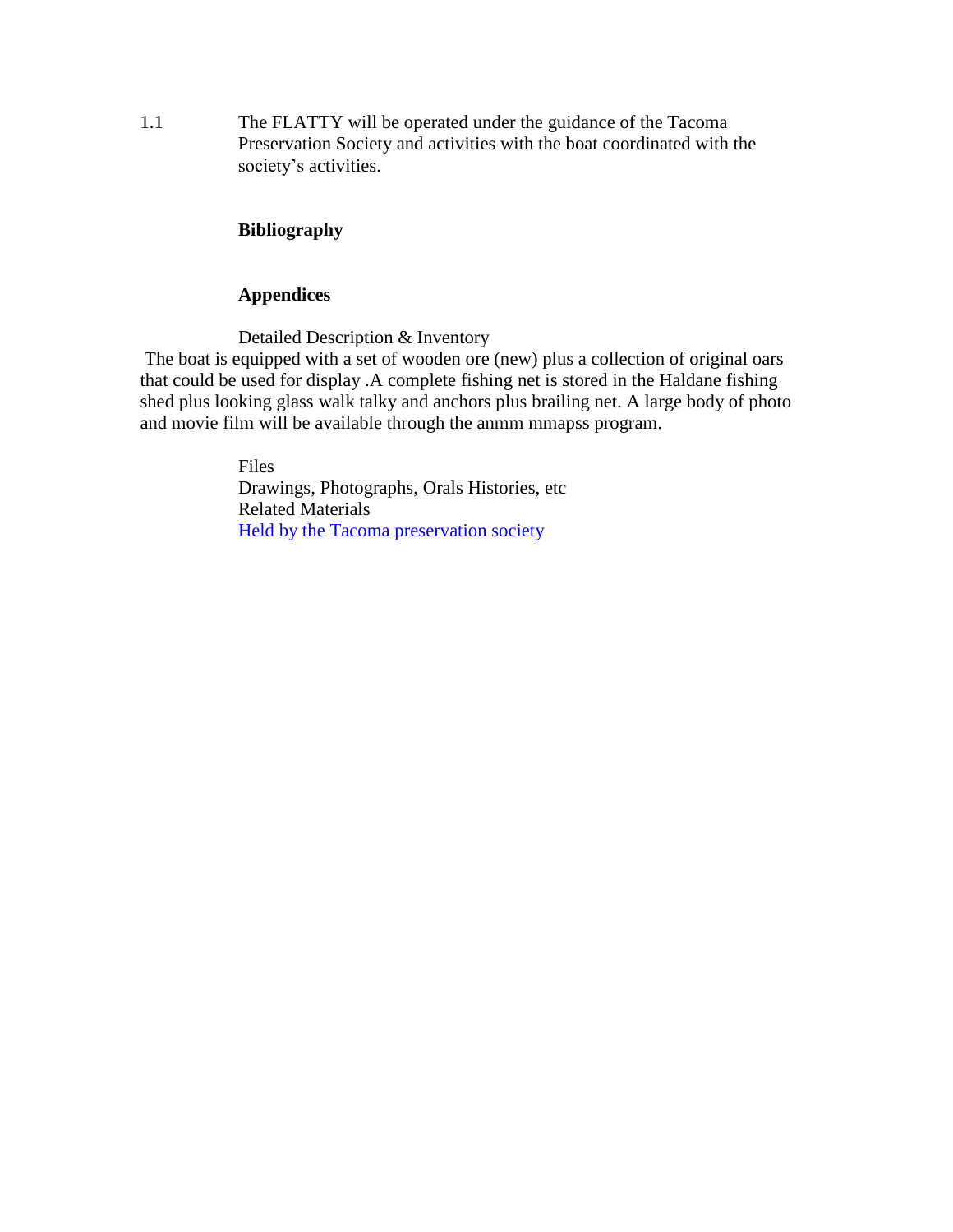1.1 The FLATTY will be operated under the guidance of the Tacoma Preservation Society and activities with the boat coordinated with the society's activities.

**Bibliography**

**Appendices**

Detailed Description & Inventory

The boat is equipped with a set of wooden ore (new) plus a collection of original oars that could be used for display .A complete fishing net is stored in the Haldane fishing shed plus looking glass walk talky and anchors plus brailing net. A large body of photo and movie film will be available through the anmm mmapss program.

Files

Drawings, Photographs, Orals Histories, etc

Related Materials

Held by the Tacoma preservation society